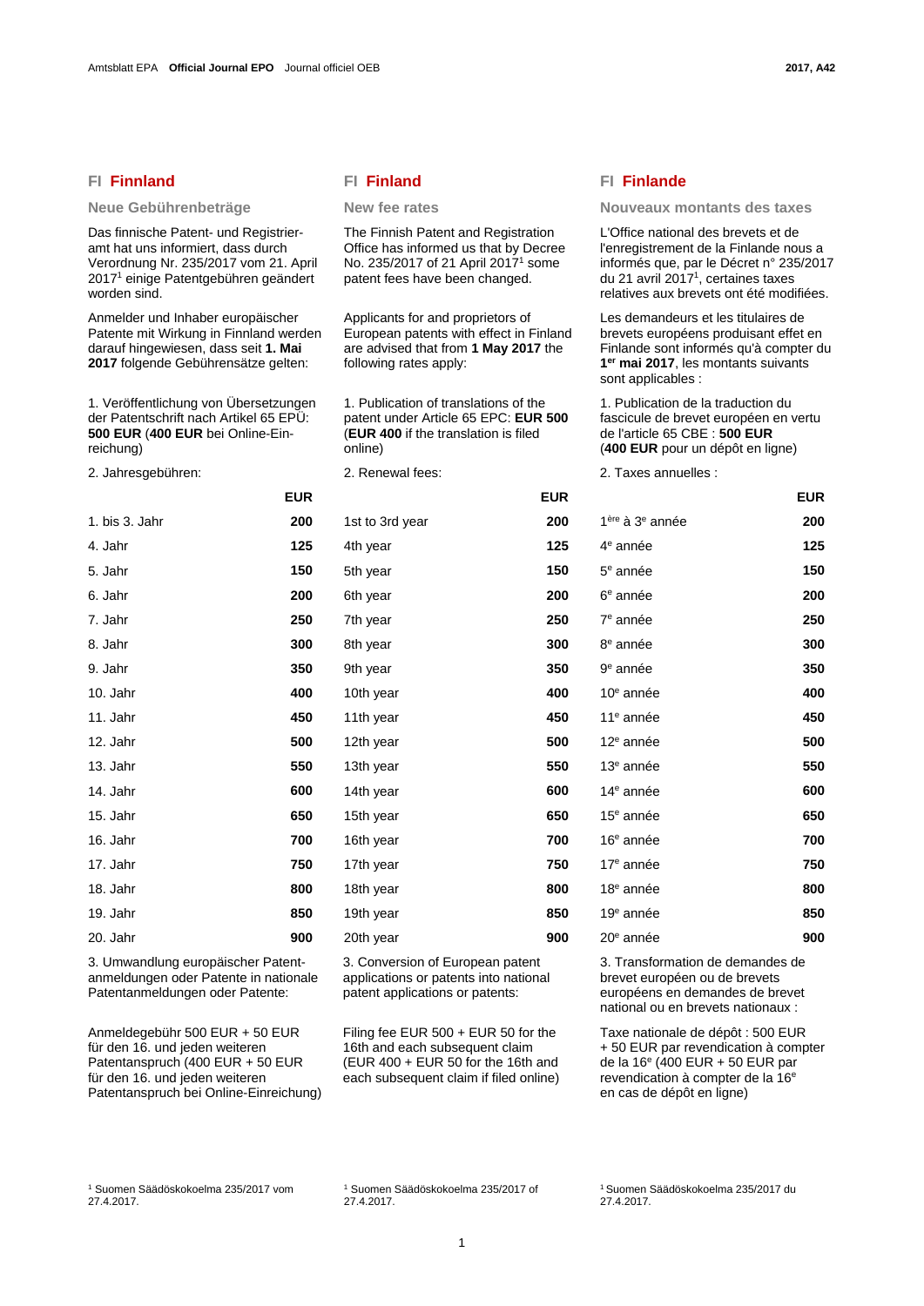## FI Finnland

### Neue Gebührenbeträge

Das finnische Patent- und Registrieramt hat uns informiert, dass durch Verordnung Nr. 235/2017 vom 21. April 2017[1] einige Patentgebühren geändert worden sind.

Anmelder und Inhaber europäischer Patente mit Wirkung in Finnland werden darauf hingewiesen, dass seit **1. Mai 2017** folgende Gebührensätze gelten:

1. Veröffentlichung von Übersetzungen der Patentschrift nach Artikel 65 EPÜ: **500 EUR** (**400 EUR** bei Online-Einreichung)

2. Jahresgebühren:

| | **EUR** |
|---|---|
| 1. bis 3. Jahr | **200** |
| 4. Jahr | **125** |
| 5. Jahr | **150** |
| 6. Jahr | **200** |
| 7. Jahr | **250** |
| 8. Jahr | **300** |
| 9. Jahr | **350** |
| 10. Jahr | **400** |
| 11. Jahr | **450** |
| 12. Jahr | **500** |
| 13. Jahr | **550** |
| 14. Jahr | **600** |
| 15. Jahr | **650** |
| 16. Jahr | **700** |
| 17. Jahr | **750** |
| 18. Jahr | **800** |
| 19. Jahr | **850** |
| 20. Jahr | **900** |

3. Umwandlung europäischer Patentanmeldungen oder Patente in nationale Patentanmeldungen oder Patente:

Anmeldegebühr 500 EUR + 50 EUR für den 16. und jeden weiteren Patentanspruch (400 EUR + 50 EUR für den 16. und jeden weiteren Patentanspruch bei Online-Einreichung)

[1] Suomen Säädöskokoelma 235/2017 vom 27.4.2017.

## FI Finland

### New fee rates

The Finnish Patent and Registration Office has informed us that by Decree No. 235/2017 of 21 April 2017[1] some patent fees have been changed.

Applicants for and proprietors of European patents with effect in Finland are advised that from **1 May 2017** the following rates apply:

1. Publication of translations of the patent under Article 65 EPC: **EUR 500** (**EUR 400** if the translation is filed online)

2. Renewal fees:

| | **EUR** |
|---|---|
| 1st to 3rd year | **200** |
| 4th year | **125** |
| 5th year | **150** |
| 6th year | **200** |
| 7th year | **250** |
| 8th year | **300** |
| 9th year | **350** |
| 10th year | **400** |
| 11th year | **450** |
| 12th year | **500** |
| 13th year | **550** |
| 14th year | **600** |
| 15th year | **650** |
| 16th year | **700** |
| 17th year | **750** |
| 18th year | **800** |
| 19th year | **850** |
| 20th year | **900** |

3. Conversion of European patent applications or patents into national patent applications or patents:

Filing fee EUR 500 + EUR 50 for the 16th and each subsequent claim (EUR 400 + EUR 50 for the 16th and each subsequent claim if filed online)

[1] Suomen Säädöskokoelma 235/2017 of 27.4.2017.

## FI Finlande

### Nouveaux montants des taxes

L'Office national des brevets et de l'enregistrement de la Finlande nous a informés que, par le Décret n° 235/2017 du 21 avril 2017[1], certaines taxes relatives aux brevets ont été modifiées.

Les demandeurs et les titulaires de brevets européens produisant effet en Finlande sont informés qu'à compter du **1er mai 2017**, les montants suivants sont applicables :

1. Publication de la traduction du fascicule de brevet européen en vertu de l'article 65 CBE : **500 EUR** (**400 EUR** pour un dépôt en ligne)

2. Taxes annuelles :

| | **EUR** |
|---|---|
| 1ère à 3e année | **200** |
| 4e année | **125** |
| 5e année | **150** |
| 6e année | **200** |
| 7e année | **250** |
| 8e année | **300** |
| 9e année | **350** |
| 10e année | **400** |
| 11e année | **450** |
| 12e année | **500** |
| 13e année | **550** |
| 14e année | **600** |
| 15e année | **650** |
| 16e année | **700** |
| 17e année | **750** |
| 18e année | **800** |
| 19e année | **850** |
| 20e année | **900** |

3. Transformation de demandes de brevet européen ou de brevets européens en demandes de brevet national ou en brevets nationaux :

Taxe nationale de dépôt : 500 EUR + 50 EUR par revendication à compter de la 16e (400 EUR + 50 EUR par revendication à compter de la 16e en cas de dépôt en ligne)

[1] Suomen Säädöskokoelma 235/2017 du 27.4.2017.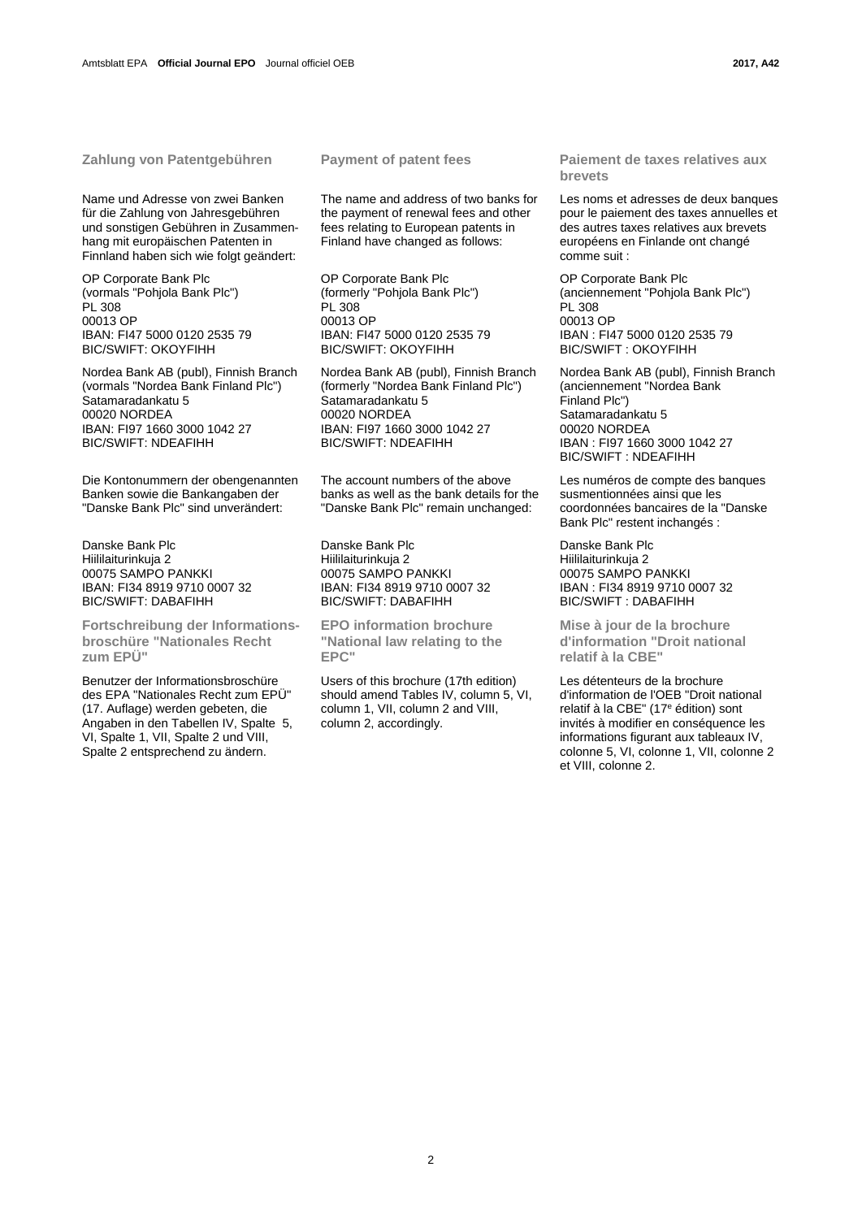## Zahlung von Patentgebühren

Name und Adresse von zwei Banken für die Zahlung von Jahresgebühren und sonstigen Gebühren in Zusammenhang mit europäischen Patenten in Finnland haben sich wie folgt geändert:

OP Corporate Bank Plc
(vormals "Pohjola Bank Plc")
PL 308
00013 OP
IBAN: FI47 5000 0120 2535 79
BIC/SWIFT: OKOYFIHH

Nordea Bank AB (publ), Finnish Branch
(vormals "Nordea Bank Finland Plc")
Satamaradankatu 5
00020 NORDEA
IBAN: FI97 1660 3000 1042 27
BIC/SWIFT: NDEAFIHH

Die Kontonummern der obengenannten Banken sowie die Bankangaben der "Danske Bank Plc" sind unverändert:

Danske Bank Plc
Hiililaiturinkuja 2
00075 SAMPO PANKKI
IBAN: FI34 8919 9710 0007 32
BIC/SWIFT: DABAFIHH

## Fortschreibung der Informationsbroschüre "Nationales Recht zum EPÜ"

Benutzer der Informationsbroschüre des EPA "Nationales Recht zum EPÜ" (17. Auflage) werden gebeten, die Angaben in den Tabellen IV, Spalte 5, VI, Spalte 1, VII, Spalte 2 und VIII, Spalte 2 entsprechend zu ändern.

## Payment of patent fees

The name and address of two banks for the payment of renewal fees and other fees relating to European patents in Finland have changed as follows:

OP Corporate Bank Plc
(formerly "Pohjola Bank Plc")
PL 308
00013 OP
IBAN: FI47 5000 0120 2535 79
BIC/SWIFT: OKOYFIHH

Nordea Bank AB (publ), Finnish Branch
(formerly "Nordea Bank Finland Plc")
Satamaradankatu 5
00020 NORDEA
IBAN: FI97 1660 3000 1042 27
BIC/SWIFT: NDEAFIHH

The account numbers of the above banks as well as the bank details for the "Danske Bank Plc" remain unchanged:

Danske Bank Plc
Hiililaiturinkuja 2
00075 SAMPO PANKKI
IBAN: FI34 8919 9710 0007 32
BIC/SWIFT: DABAFIHH

## EPO information brochure "National law relating to the EPC"

Users of this brochure (17th edition) should amend Tables IV, column 5, VI, column 1, VII, column 2 and VIII, column 2, accordingly.

## Paiement de taxes relatives aux brevets

Les noms et adresses de deux banques pour le paiement des taxes annuelles et des autres taxes relatives aux brevets européens en Finlande ont changé comme suit :

OP Corporate Bank Plc
(anciennement "Pohjola Bank Plc")
PL 308
00013 OP
IBAN : FI47 5000 0120 2535 79
BIC/SWIFT : OKOYFIHH

Nordea Bank AB (publ), Finnish Branch
(anciennement "Nordea Bank Finland Plc")
Satamaradankatu 5
00020 NORDEA
IBAN : FI97 1660 3000 1042 27
BIC/SWIFT : NDEAFIHH

Les numéros de compte des banques susmentionnées ainsi que les coordonnées bancaires de la "Danske Bank Plc" restent inchangés :

Danske Bank Plc
Hiililaiturinkuja 2
00075 SAMPO PANKKI
IBAN : FI34 8919 9710 0007 32
BIC/SWIFT : DABAFIHH

## Mise à jour de la brochure d'information "Droit national relatif à la CBE"

Les détenteurs de la brochure d'information de l'OEB "Droit national relatif à la CBE" (17e édition) sont invités à modifier en conséquence les informations figurant aux tableaux IV, colonne 5, VI, colonne 1, VII, colonne 2 et VIII, colonne 2.